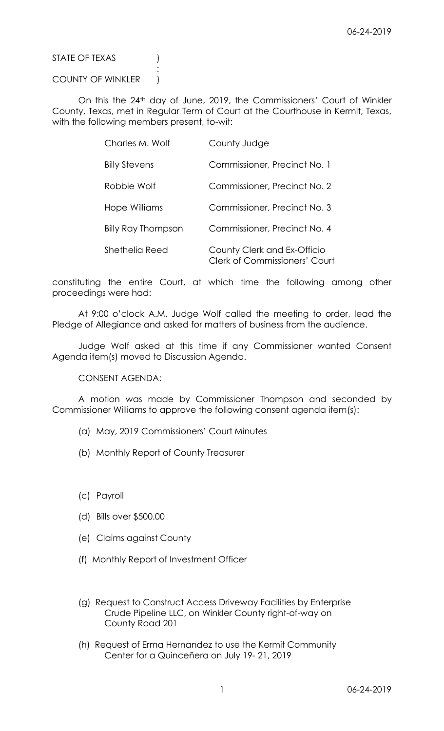STATE OF TEXAS )
:
COUNTY OF WINKLER )

On this the 24th day of June, 2019, the Commissioners' Court of Winkler County, Texas, met in Regular Term of Court at the Courthouse in Kermit, Texas, with the following members present, to-wit:

| | |
|---|---|
| Charles M. Wolf | County Judge |
| Billy Stevens | Commissioner, Precinct No. 1 |
| Robbie Wolf | Commissioner, Precinct No. 2 |
| Hope Williams | Commissioner, Precinct No. 3 |
| Billy Ray Thompson | Commissioner, Precinct No. 4 |
| Shethelia Reed | County Clerk and Ex-Officio Clerk of Commissioners' Court |

constituting the entire Court, at which time the following among other proceedings were had:

At 9:00 o'clock A.M. Judge Wolf called the meeting to order, lead the Pledge of Allegiance and asked for matters of business from the audience.

Judge Wolf asked at this time if any Commissioner wanted Consent Agenda item(s) moved to Discussion Agenda.

CONSENT AGENDA:

A motion was made by Commissioner Thompson and seconded by Commissioner Williams to approve the following consent agenda item(s):

(a) May, 2019 Commissioners' Court Minutes

(b) Monthly Report of County Treasurer

(c) Payroll

(d) Bills over $500.00

(e) Claims against County

(f) Monthly Report of Investment Officer

(g) Request to Construct Access Driveway Facilities by Enterprise Crude Pipeline LLC, on Winkler County right-of-way on County Road 201

(h) Request of Erma Hernandez to use the Kermit Community Center for a Quinceñera on July 19- 21, 2019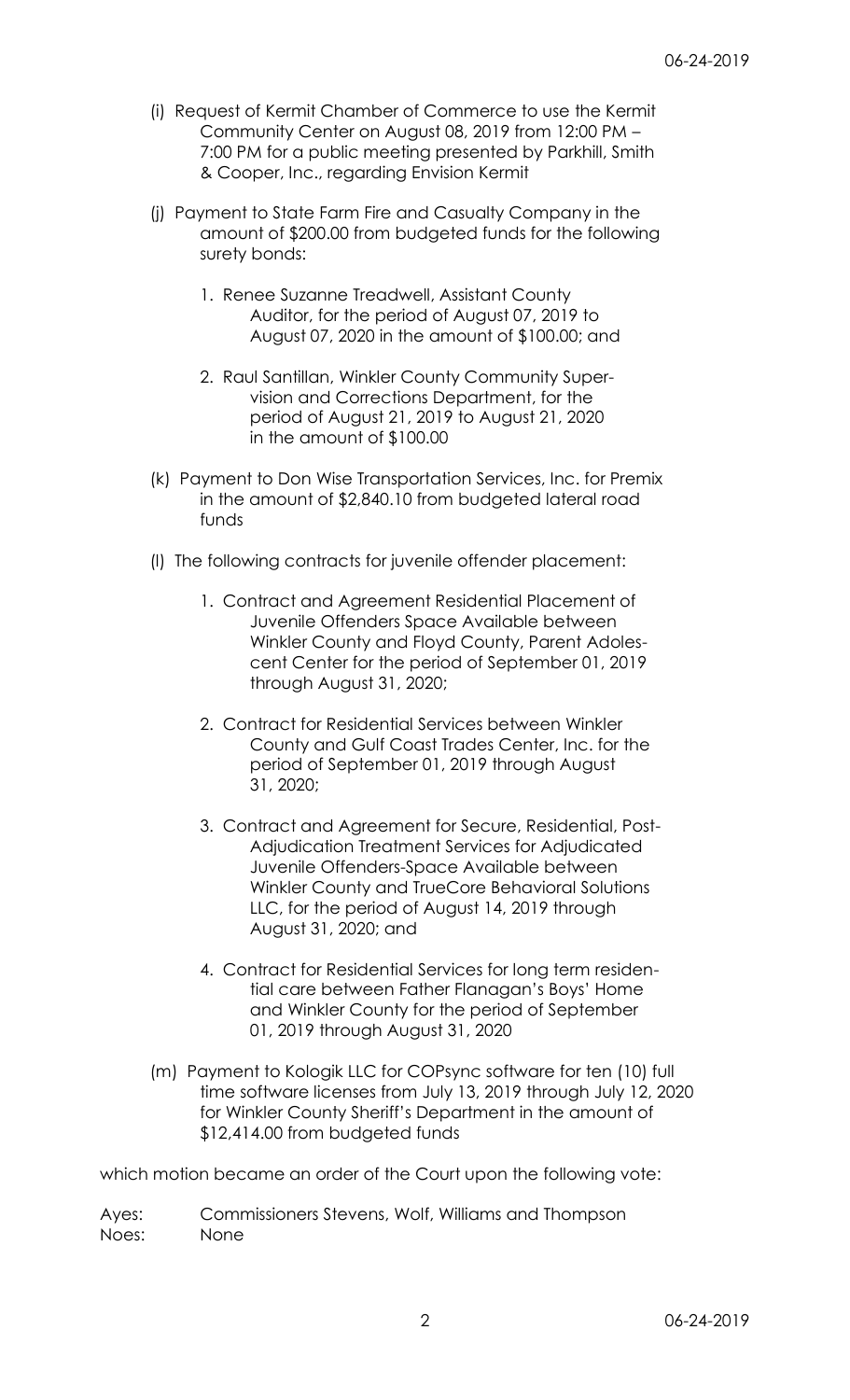(i) Request of Kermit Chamber of Commerce to use the Kermit Community Center on August 08, 2019 from 12:00 PM – 7:00 PM for a public meeting presented by Parkhill, Smith & Cooper, Inc., regarding Envision Kermit

(j) Payment to State Farm Fire and Casualty Company in the amount of $200.00 from budgeted funds for the following surety bonds:

1. Renee Suzanne Treadwell, Assistant County Auditor, for the period of August 07, 2019 to August 07, 2020 in the amount of $100.00; and

2. Raul Santillan, Winkler County Community Supervision and Corrections Department, for the period of August 21, 2019 to August 21, 2020 in the amount of $100.00

(k) Payment to Don Wise Transportation Services, Inc. for Premix in the amount of $2,840.10 from budgeted lateral road funds

(l) The following contracts for juvenile offender placement:

1. Contract and Agreement Residential Placement of Juvenile Offenders Space Available between Winkler County and Floyd County, Parent Adolescent Center for the period of September 01, 2019 through August 31, 2020;

2. Contract for Residential Services between Winkler County and Gulf Coast Trades Center, Inc. for the period of September 01, 2019 through August 31, 2020;

3. Contract and Agreement for Secure, Residential, Post-Adjudication Treatment Services for Adjudicated Juvenile Offenders-Space Available between Winkler County and TrueCore Behavioral Solutions LLC, for the period of August 14, 2019 through August 31, 2020; and

4. Contract for Residential Services for long term residential care between Father Flanagan's Boys' Home and Winkler County for the period of September 01, 2019 through August 31, 2020

(m) Payment to Kologik LLC for COPsync software for ten (10) full time software licenses from July 13, 2019 through July 12, 2020 for Winkler County Sheriff's Department in the amount of $12,414.00 from budgeted funds

which motion became an order of the Court upon the following vote:

Ayes: Commissioners Stevens, Wolf, Williams and Thompson
Noes: None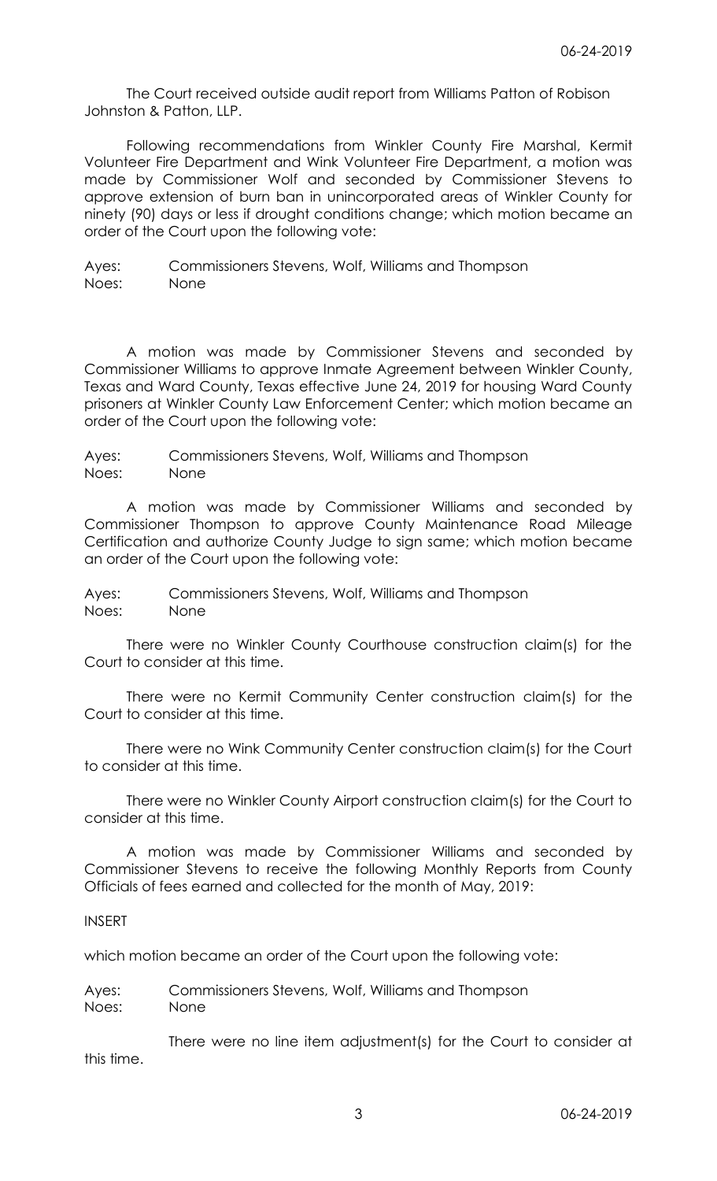The Court received outside audit report from Williams Patton of Robison Johnston & Patton, LLP.

Following recommendations from Winkler County Fire Marshal, Kermit Volunteer Fire Department and Wink Volunteer Fire Department, a motion was made by Commissioner Wolf and seconded by Commissioner Stevens to approve extension of burn ban in unincorporated areas of Winkler County for ninety (90) days or less if drought conditions change; which motion became an order of the Court upon the following vote:

Ayes: Commissioners Stevens, Wolf, Williams and Thompson
Noes: None

A motion was made by Commissioner Stevens and seconded by Commissioner Williams to approve Inmate Agreement between Winkler County, Texas and Ward County, Texas effective June 24, 2019 for housing Ward County prisoners at Winkler County Law Enforcement Center; which motion became an order of the Court upon the following vote:

Ayes: Commissioners Stevens, Wolf, Williams and Thompson
Noes: None

A motion was made by Commissioner Williams and seconded by Commissioner Thompson to approve County Maintenance Road Mileage Certification and authorize County Judge to sign same; which motion became an order of the Court upon the following vote:

Ayes: Commissioners Stevens, Wolf, Williams and Thompson
Noes: None

There were no Winkler County Courthouse construction claim(s) for the Court to consider at this time.

There were no Kermit Community Center construction claim(s) for the Court to consider at this time.

There were no Wink Community Center construction claim(s) for the Court to consider at this time.

There were no Winkler County Airport construction claim(s) for the Court to consider at this time.

A motion was made by Commissioner Williams and seconded by Commissioner Stevens to receive the following Monthly Reports from County Officials of fees earned and collected for the month of May, 2019:

INSERT

which motion became an order of the Court upon the following vote:

Ayes: Commissioners Stevens, Wolf, Williams and Thompson
Noes: None

There were no line item adjustment(s) for the Court to consider at this time.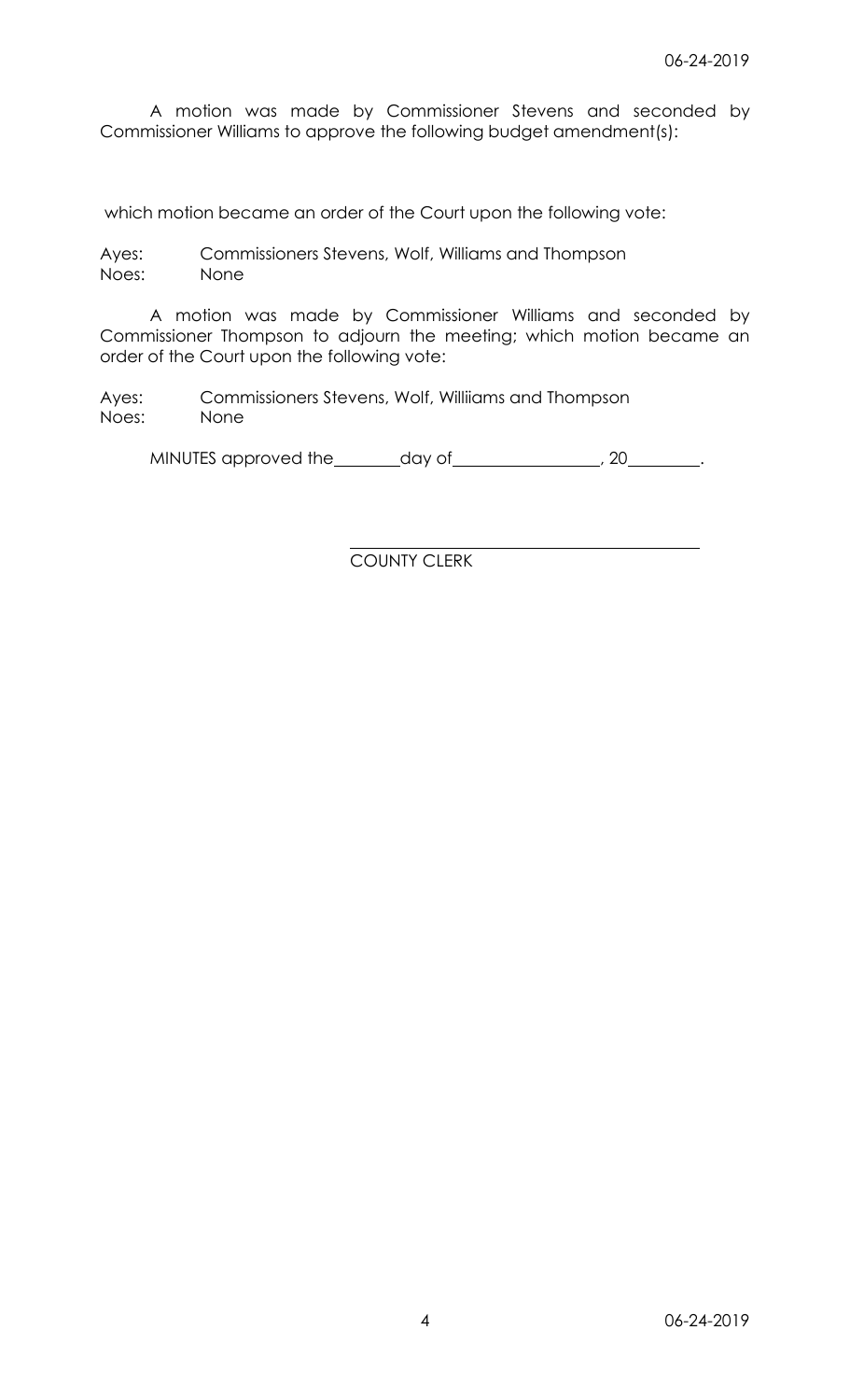A motion was made by Commissioner Stevens and seconded by Commissioner Williams to approve the following budget amendment(s):

which motion became an order of the Court upon the following vote:

Ayes: Commissioners Stevens, Wolf, Williams and Thompson
Noes: None

A motion was made by Commissioner Williams and seconded by Commissioner Thompson to adjourn the meeting; which motion became an order of the Court upon the following vote:

Ayes: Commissioners Stevens, Wolf, Williiams and Thompson
Noes: None

MINUTES approved the\_\_\_\_\_\_\_day of\_\_\_\_\_\_\_\_\_\_\_\_\_\_\_\_, 20\_\_\_\_\_\_\_\_.

\_\_\_\_\_\_\_\_\_\_\_\_\_\_\_\_\_\_\_\_\_\_\_\_\_\_\_\_\_\_\_\_\_\_\_\_\_\_

COUNTY CLERK